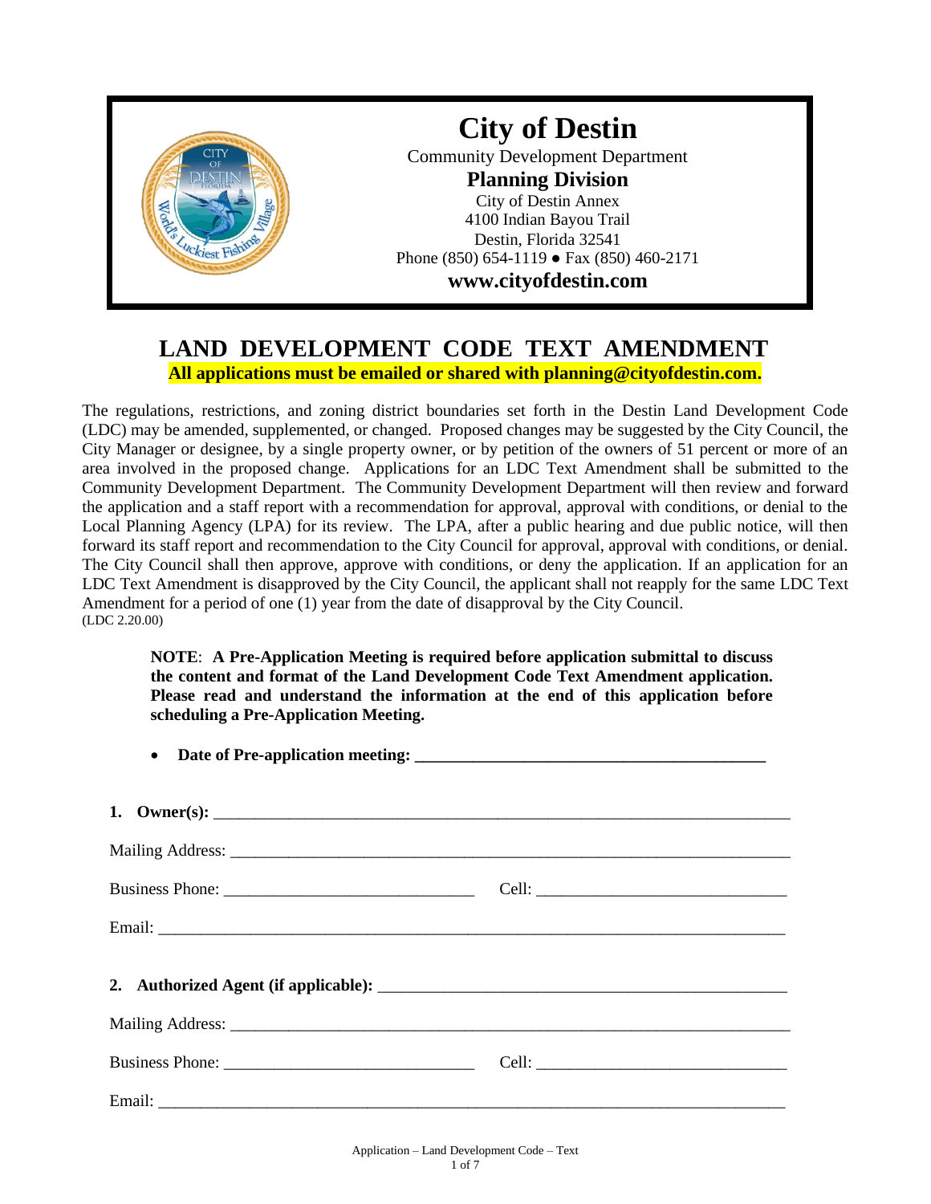# City of Destin

Community Development Department

**Planning Division**

City of Destin Annex
4100 Indian Bayou Trail
Destin, Florida 32541
Phone (850) 654-1119 ● Fax (850) 460-2171

**www.cityofdestin.com**

## LAND DEVELOPMENT CODE TEXT AMENDMENT

**All applications must be emailed or shared with planning@cityofdestin.com.**

The regulations, restrictions, and zoning district boundaries set forth in the Destin Land Development Code (LDC) may be amended, supplemented, or changed. Proposed changes may be suggested by the City Council, the City Manager or designee, by a single property owner, or by petition of the owners of 51 percent or more of an area involved in the proposed change. Applications for an LDC Text Amendment shall be submitted to the Community Development Department. The Community Development Department will then review and forward the application and a staff report with a recommendation for approval, approval with conditions, or denial to the Local Planning Agency (LPA) for its review. The LPA, after a public hearing and due public notice, will then forward its staff report and recommendation to the City Council for approval, approval with conditions, or denial. The City Council shall then approve, approve with conditions, or deny the application. If an application for an LDC Text Amendment is disapproved by the City Council, the applicant shall not reapply for the same LDC Text Amendment for a period of one (1) year from the date of disapproval by the City Council.
(LDC 2.20.00)

> **NOTE**: **A Pre-Application Meeting is required before application submittal to discuss the content and format of the Land Development Code Text Amendment application. Please read and understand the information at the end of this application before scheduling a Pre-Application Meeting.**

- **Date of Pre-application meeting: ___________________________________________**

**1. Owner(s):** ______________________________________________________________________

Mailing Address: ____________________________________________________________________

Business Phone: ______________________________ Cell: ______________________________

Email: _____________________________________________________________________________

**2. Authorized Agent (if applicable):** __________________________________________________

Mailing Address: ____________________________________________________________________

Business Phone: ______________________________ Cell: ______________________________

Email: _____________________________________________________________________________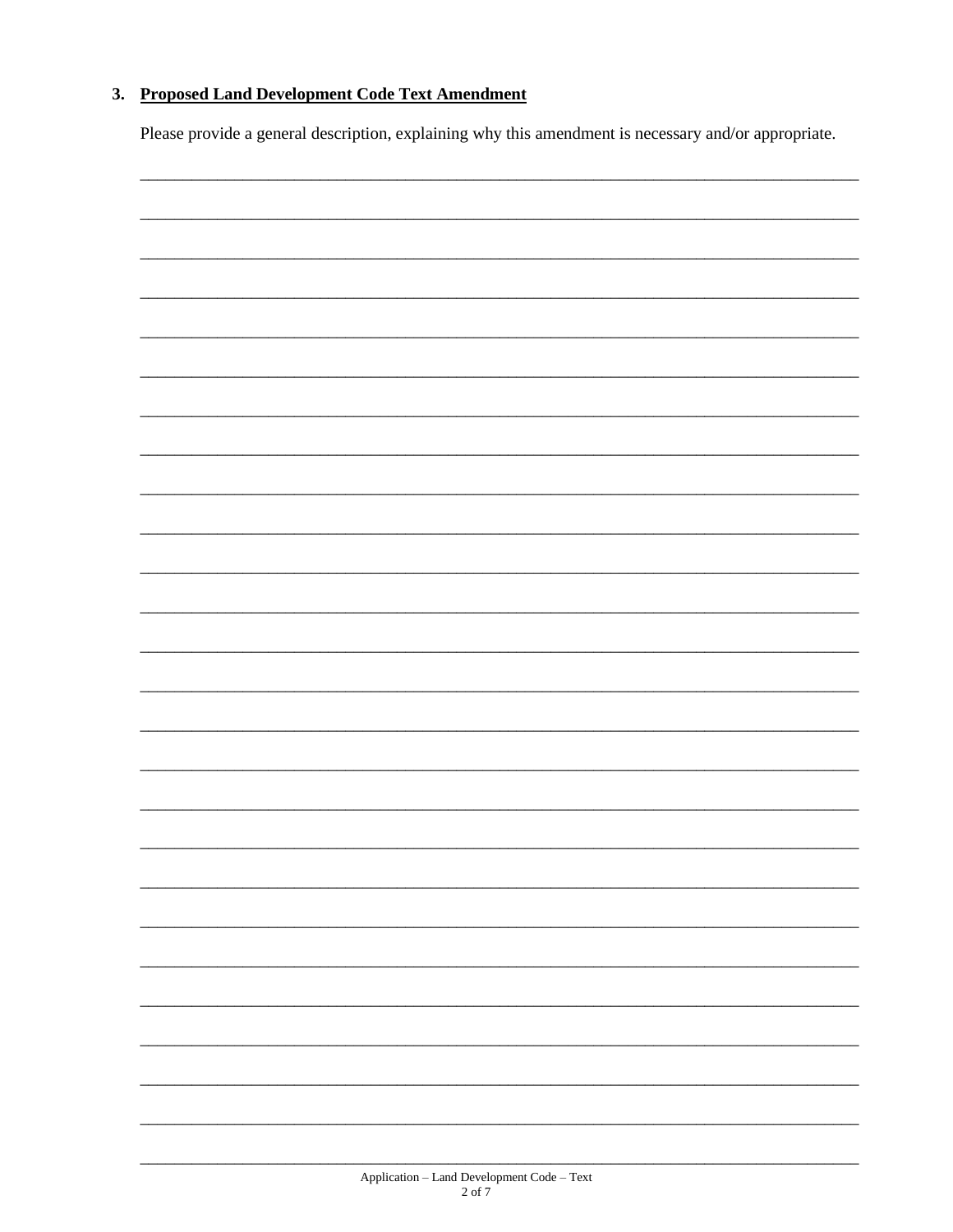3. **Proposed Land Development Code Text Amendment**

Please provide a general description, explaining why this amendment is necessary and/or appropriate.

___________________________________________________________________________

___________________________________________________________________________

___________________________________________________________________________

___________________________________________________________________________

___________________________________________________________________________

___________________________________________________________________________

___________________________________________________________________________

___________________________________________________________________________

___________________________________________________________________________

___________________________________________________________________________

___________________________________________________________________________

___________________________________________________________________________

___________________________________________________________________________

___________________________________________________________________________

___________________________________________________________________________

___________________________________________________________________________

___________________________________________________________________________

___________________________________________________________________________

___________________________________________________________________________

___________________________________________________________________________

___________________________________________________________________________

___________________________________________________________________________

___________________________________________________________________________

___________________________________________________________________________

___________________________________________________________________________

___________________________________________________________________________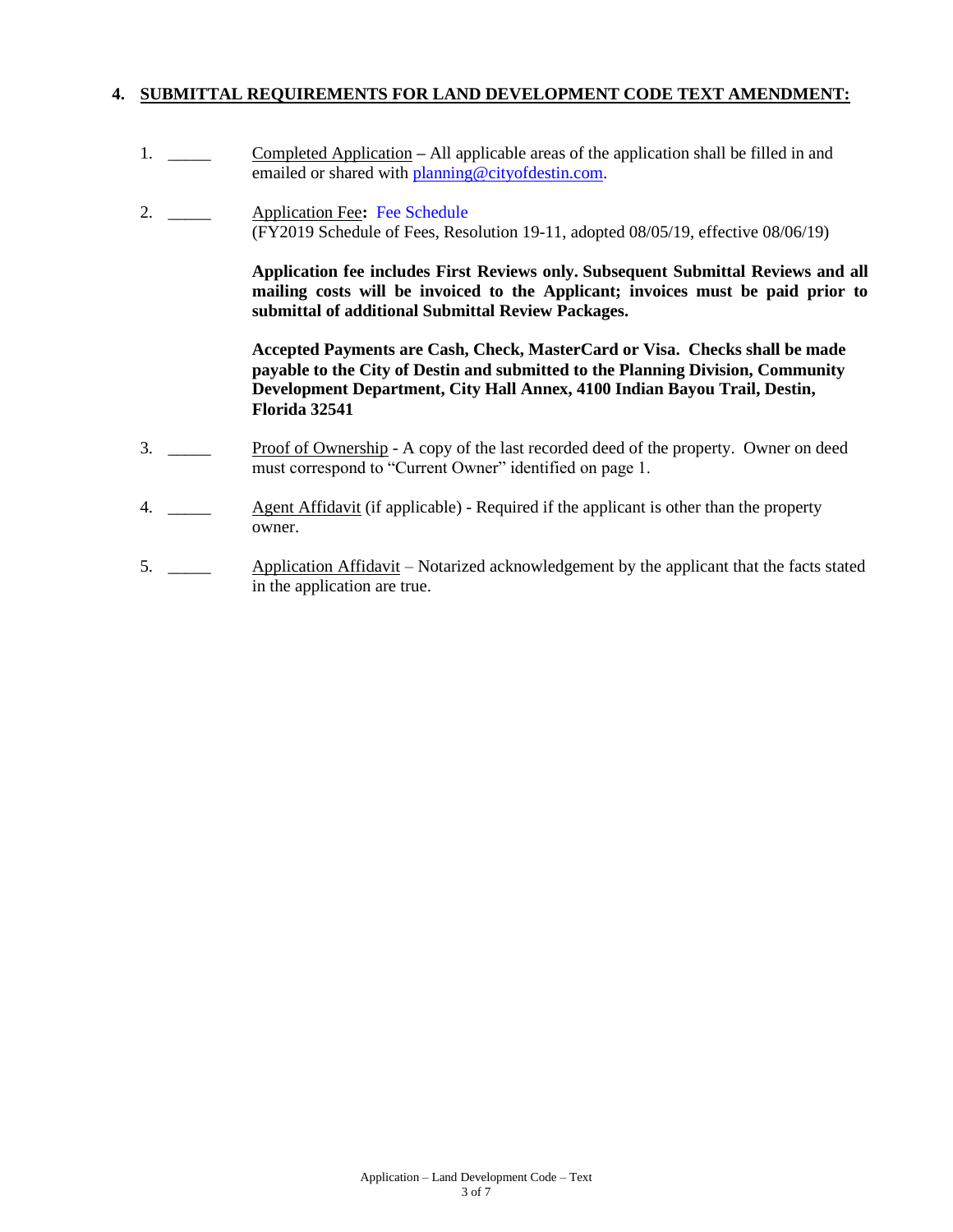## 4. SUBMITTAL REQUIREMENTS FOR LAND DEVELOPMENT CODE TEXT AMENDMENT:

1. _____ Completed Application – All applicable areas of the application shall be filled in and emailed or shared with planning@cityofdestin.com.

2. _____ Application Fee: Fee Schedule
(FY2019 Schedule of Fees, Resolution 19-11, adopted 08/05/19, effective 08/06/19)

   **Application fee includes First Reviews only. Subsequent Submittal Reviews and all mailing costs will be invoiced to the Applicant; invoices must be paid prior to submittal of additional Submittal Review Packages.**

   **Accepted Payments are Cash, Check, MasterCard or Visa. Checks shall be made payable to the City of Destin and submitted to the Planning Division, Community Development Department, City Hall Annex, 4100 Indian Bayou Trail, Destin, Florida 32541**

3. _____ Proof of Ownership - A copy of the last recorded deed of the property. Owner on deed must correspond to "Current Owner" identified on page 1.

4. _____ Agent Affidavit (if applicable) - Required if the applicant is other than the property owner.

5. _____ Application Affidavit – Notarized acknowledgement by the applicant that the facts stated in the application are true.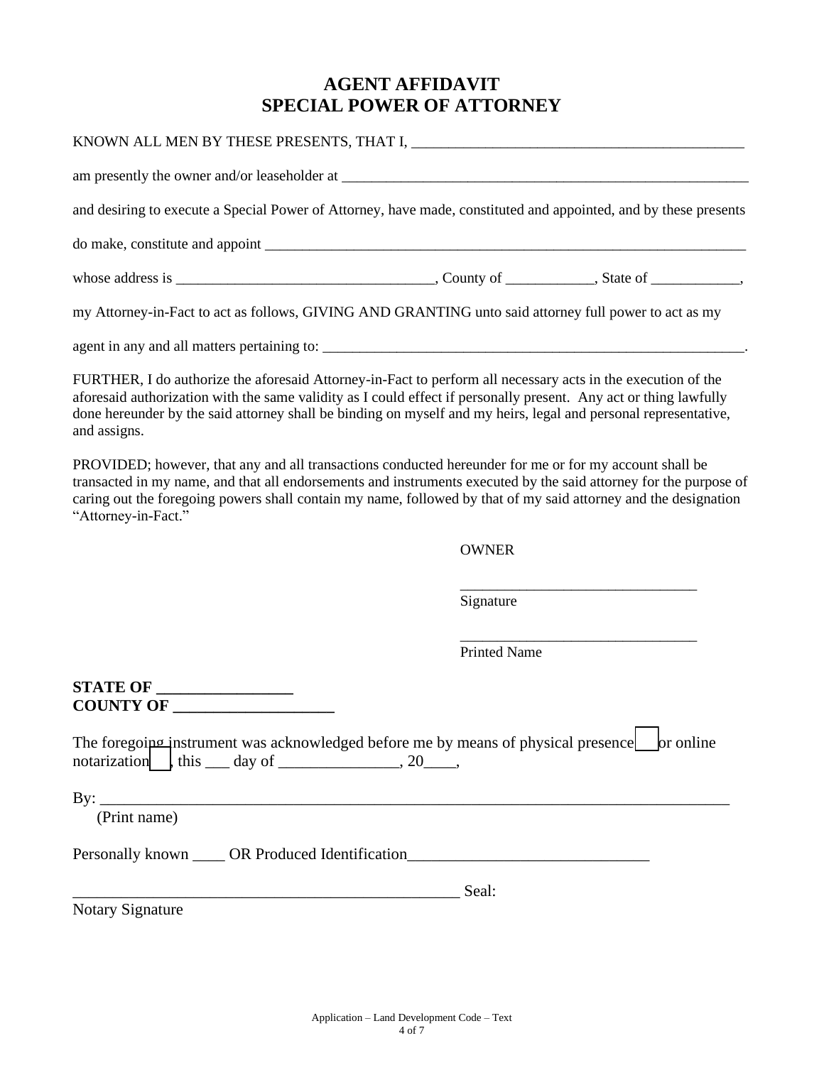# AGENT AFFIDAVIT
# SPECIAL POWER OF ATTORNEY

KNOWN ALL MEN BY THESE PRESENTS, THAT I, ____________________________________________

am presently the owner and/or leaseholder at ________________________________________________________

and desiring to execute a Special Power of Attorney, have made, constituted and appointed, and by these presents

do make, constitute and appoint ____________________________________________________________________

whose address is __________________________________, County of ___________, State of ___________,

my Attorney-in-Fact to act as follows, GIVING AND GRANTING unto said attorney full power to act as my

agent in any and all matters pertaining to: ___________________________________________________________.

FURTHER, I do authorize the aforesaid Attorney-in-Fact to perform all necessary acts in the execution of the aforesaid authorization with the same validity as I could effect if personally present. Any act or thing lawfully done hereunder by the said attorney shall be binding on myself and my heirs, legal and personal representative, and assigns.

PROVIDED; however, that any and all transactions conducted hereunder for me or for my account shall be transacted in my name, and that all endorsements and instruments executed by the said attorney for the purpose of caring out the foregoing powers shall contain my name, followed by that of my said attorney and the designation "Attorney-in-Fact."

OWNER

________________________________
Signature

________________________________
Printed Name

**STATE OF ________________**
**COUNTY OF ___________________**

The foregoing instrument was acknowledged before me by means of physical presence ☐ or online notarization ☐, this ___ day of _______________, 20____,

By: ___________________________________________________________________________
(Print name)

Personally known ____ OR Produced Identification_____________________________

__________________________________________________ Seal:
Notary Signature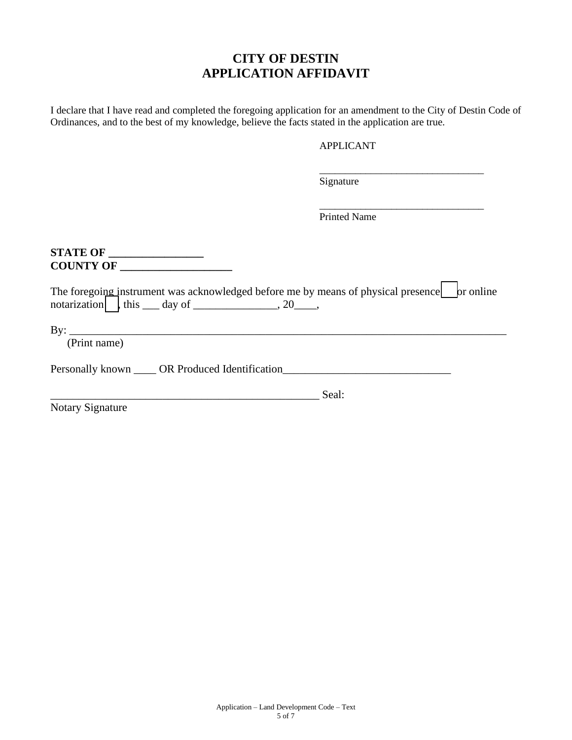# CITY OF DESTIN
# APPLICATION AFFIDAVIT

I declare that I have read and completed the foregoing application for an amendment to the City of Destin Code of Ordinances, and to the best of my knowledge, believe the facts stated in the application are true.

APPLICANT

________________________________
Signature

________________________________
Printed Name

**STATE OF _________________**
**COUNTY OF ___________________**

The foregoing instrument was acknowledged before me by means of physical presence ☐ or online notarization ☐, this ___ day of _______________, 20____,

By: ___________________________________________________________________________
(Print name)

Personally known ____ OR Produced Identification______________________________

_________________________________________________ Seal:
Notary Signature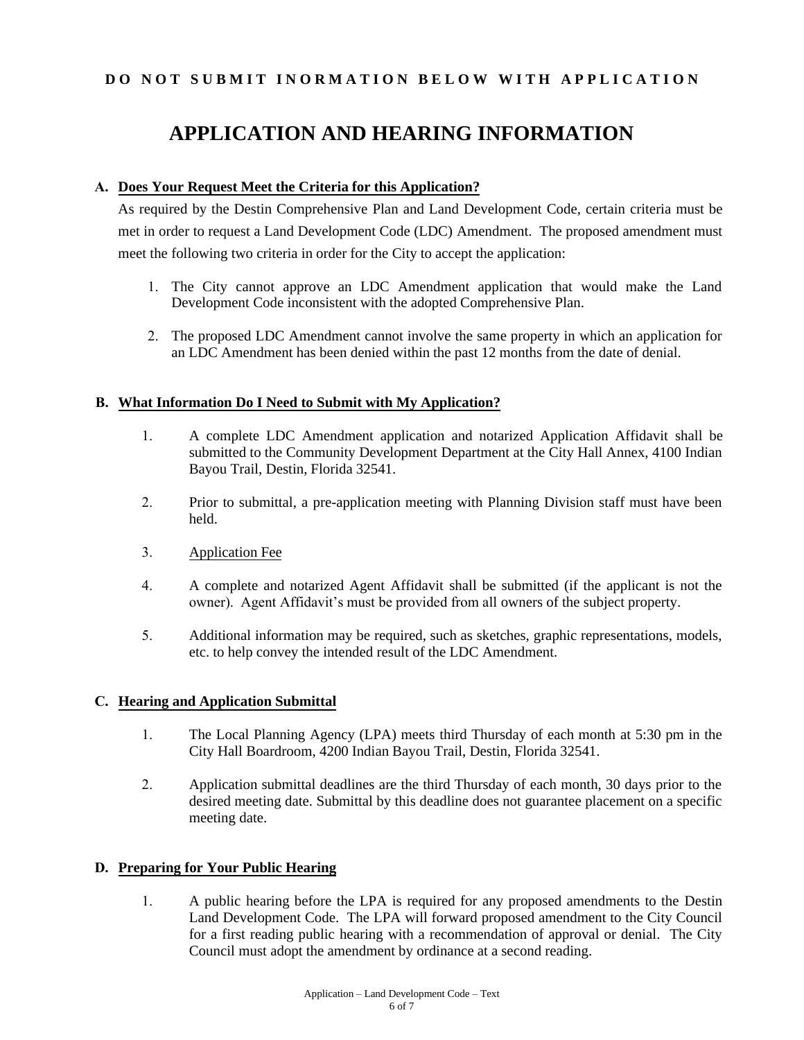**D O   N O T   S U B M I T   I N O R M A T I O N   B E L O W   W I T H   A P P L I C A T I O N**

# APPLICATION AND HEARING INFORMATION

## A. Does Your Request Meet the Criteria for this Application?

As required by the Destin Comprehensive Plan and Land Development Code, certain criteria must be met in order to request a Land Development Code (LDC) Amendment. The proposed amendment must meet the following two criteria in order for the City to accept the application:

1. The City cannot approve an LDC Amendment application that would make the Land Development Code inconsistent with the adopted Comprehensive Plan.
2. The proposed LDC Amendment cannot involve the same property in which an application for an LDC Amendment has been denied within the past 12 months from the date of denial.

## B. What Information Do I Need to Submit with My Application?

1. A complete LDC Amendment application and notarized Application Affidavit shall be submitted to the Community Development Department at the City Hall Annex, 4100 Indian Bayou Trail, Destin, Florida 32541.
2. Prior to submittal, a pre-application meeting with Planning Division staff must have been held.
3. Application Fee
4. A complete and notarized Agent Affidavit shall be submitted (if the applicant is not the owner). Agent Affidavit's must be provided from all owners of the subject property.
5. Additional information may be required, such as sketches, graphic representations, models, etc. to help convey the intended result of the LDC Amendment.

## C. Hearing and Application Submittal

1. The Local Planning Agency (LPA) meets third Thursday of each month at 5:30 pm in the City Hall Boardroom, 4200 Indian Bayou Trail, Destin, Florida 32541.
2. Application submittal deadlines are the third Thursday of each month, 30 days prior to the desired meeting date. Submittal by this deadline does not guarantee placement on a specific meeting date.

## D. Preparing for Your Public Hearing

1. A public hearing before the LPA is required for any proposed amendments to the Destin Land Development Code. The LPA will forward proposed amendment to the City Council for a first reading public hearing with a recommendation of approval or denial. The City Council must adopt the amendment by ordinance at a second reading.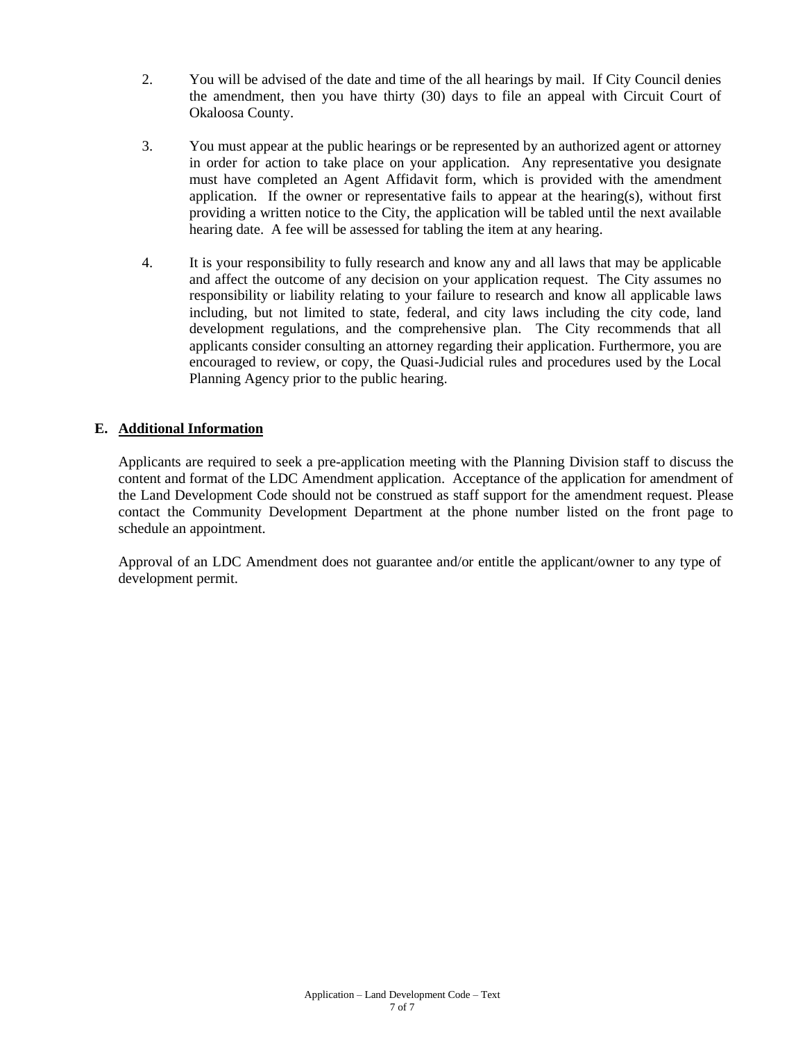2. You will be advised of the date and time of the all hearings by mail. If City Council denies the amendment, then you have thirty (30) days to file an appeal with Circuit Court of Okaloosa County.

3. You must appear at the public hearings or be represented by an authorized agent or attorney in order for action to take place on your application. Any representative you designate must have completed an Agent Affidavit form, which is provided with the amendment application. If the owner or representative fails to appear at the hearing(s), without first providing a written notice to the City, the application will be tabled until the next available hearing date. A fee will be assessed for tabling the item at any hearing.

4. It is your responsibility to fully research and know any and all laws that may be applicable and affect the outcome of any decision on your application request. The City assumes no responsibility or liability relating to your failure to research and know all applicable laws including, but not limited to state, federal, and city laws including the city code, land development regulations, and the comprehensive plan. The City recommends that all applicants consider consulting an attorney regarding their application. Furthermore, you are encouraged to review, or copy, the Quasi-Judicial rules and procedures used by the Local Planning Agency prior to the public hearing.

**E. Additional Information**

Applicants are required to seek a pre-application meeting with the Planning Division staff to discuss the content and format of the LDC Amendment application. Acceptance of the application for amendment of the Land Development Code should not be construed as staff support for the amendment request. Please contact the Community Development Department at the phone number listed on the front page to schedule an appointment.

Approval of an LDC Amendment does not guarantee and/or entitle the applicant/owner to any type of development permit.